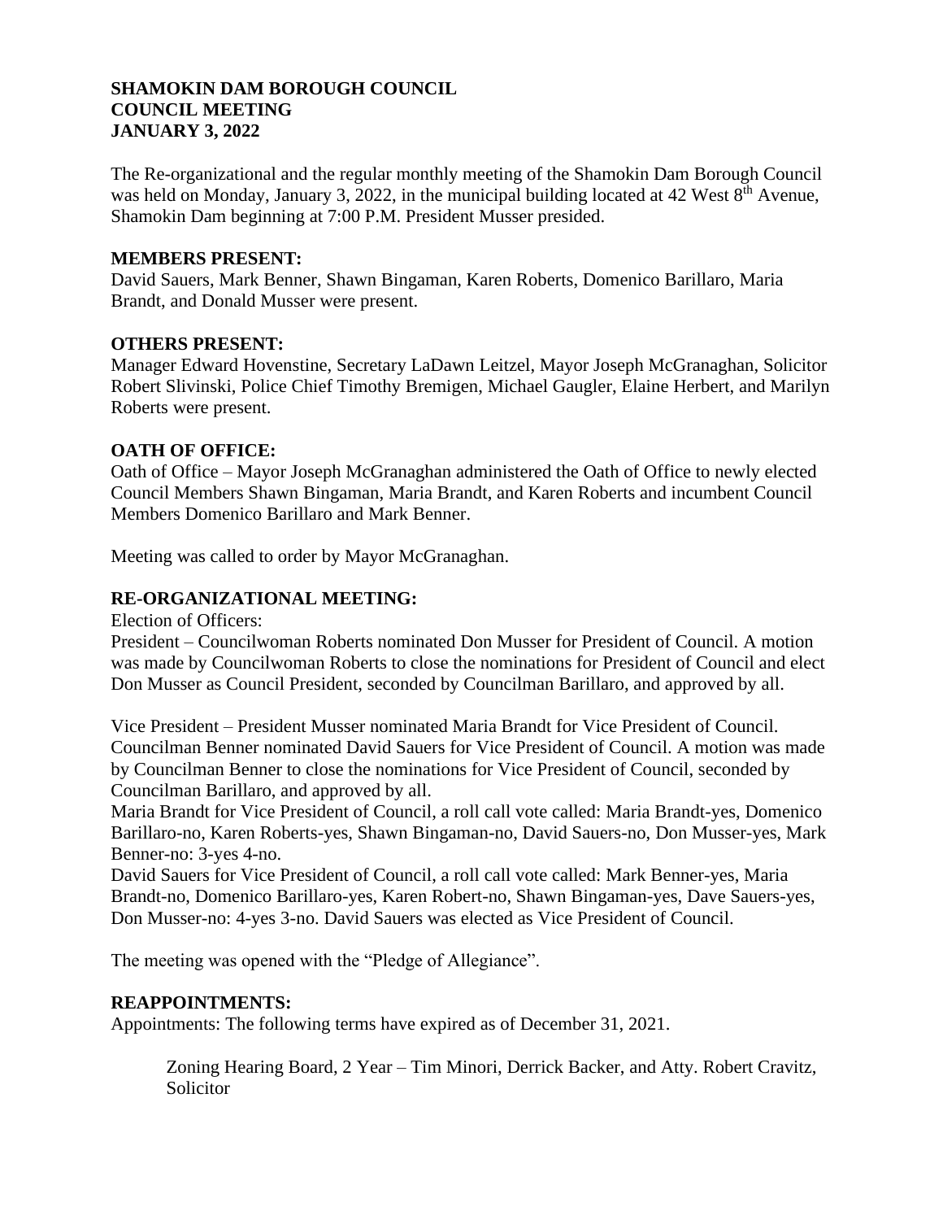**SHAMOKIN DAM BOROUGH COUNCIL**
**COUNCIL MEETING**
**JANUARY 3, 2022**

The Re-organizational and the regular monthly meeting of the Shamokin Dam Borough Council was held on Monday, January 3, 2022, in the municipal building located at 42 West 8th Avenue, Shamokin Dam beginning at 7:00 P.M. President Musser presided.

**MEMBERS PRESENT:**
David Sauers, Mark Benner, Shawn Bingaman, Karen Roberts, Domenico Barillaro, Maria Brandt, and Donald Musser were present.

**OTHERS PRESENT:**
Manager Edward Hovenstine, Secretary LaDawn Leitzel, Mayor Joseph McGranaghan, Solicitor Robert Slivinski, Police Chief Timothy Bremigen, Michael Gaugler, Elaine Herbert, and Marilyn Roberts were present.

**OATH OF OFFICE:**
Oath of Office – Mayor Joseph McGranaghan administered the Oath of Office to newly elected Council Members Shawn Bingaman, Maria Brandt, and Karen Roberts and incumbent Council Members Domenico Barillaro and Mark Benner.

Meeting was called to order by Mayor McGranaghan.

**RE-ORGANIZATIONAL MEETING:**
Election of Officers:
President – Councilwoman Roberts nominated Don Musser for President of Council. A motion was made by Councilwoman Roberts to close the nominations for President of Council and elect Don Musser as Council President, seconded by Councilman Barillaro, and approved by all.

Vice President – President Musser nominated Maria Brandt for Vice President of Council. Councilman Benner nominated David Sauers for Vice President of Council. A motion was made by Councilman Benner to close the nominations for Vice President of Council, seconded by Councilman Barillaro, and approved by all.
Maria Brandt for Vice President of Council, a roll call vote called: Maria Brandt-yes, Domenico Barillaro-no, Karen Roberts-yes, Shawn Bingaman-no, David Sauers-no, Don Musser-yes, Mark Benner-no: 3-yes 4-no.
David Sauers for Vice President of Council, a roll call vote called: Mark Benner-yes, Maria Brandt-no, Domenico Barillaro-yes, Karen Robert-no, Shawn Bingaman-yes, Dave Sauers-yes, Don Musser-no: 4-yes 3-no. David Sauers was elected as Vice President of Council.

The meeting was opened with the "Pledge of Allegiance".

**REAPPOINTMENTS:**
Appointments: The following terms have expired as of December 31, 2021.

Zoning Hearing Board, 2 Year – Tim Minori, Derrick Backer, and Atty. Robert Cravitz, Solicitor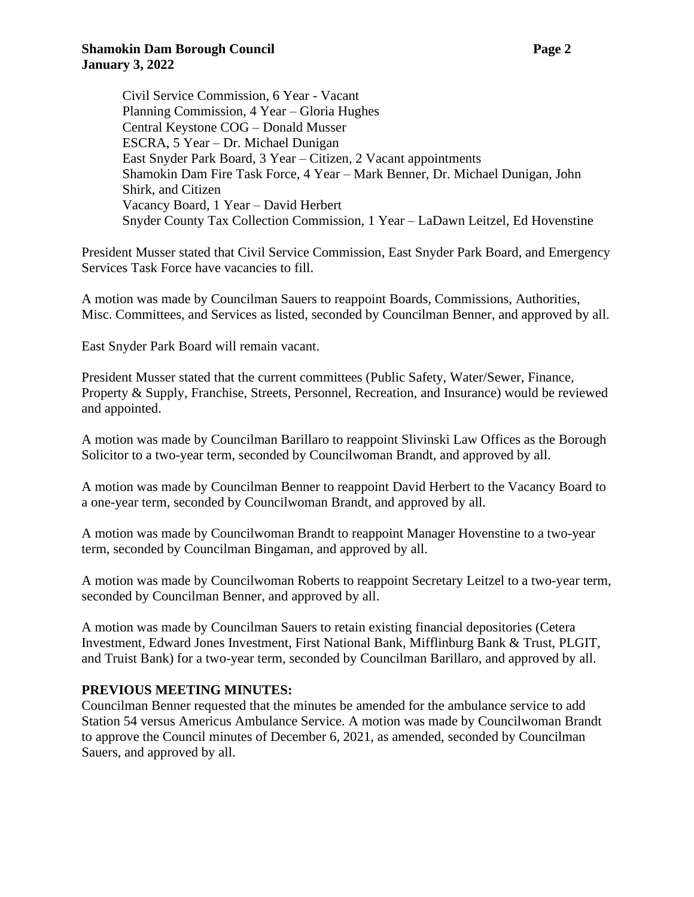Civil Service Commission, 6 Year - Vacant
Planning Commission, 4 Year – Gloria Hughes
Central Keystone COG – Donald Musser
ESCRA, 5 Year – Dr. Michael Dunigan
East Snyder Park Board, 3 Year – Citizen, 2 Vacant appointments
Shamokin Dam Fire Task Force, 4 Year – Mark Benner, Dr. Michael Dunigan, John Shirk, and Citizen
Vacancy Board, 1 Year – David Herbert
Snyder County Tax Collection Commission, 1 Year – LaDawn Leitzel, Ed Hovenstine

President Musser stated that Civil Service Commission, East Snyder Park Board, and Emergency Services Task Force have vacancies to fill.

A motion was made by Councilman Sauers to reappoint Boards, Commissions, Authorities, Misc. Committees, and Services as listed, seconded by Councilman Benner, and approved by all.

East Snyder Park Board will remain vacant.

President Musser stated that the current committees (Public Safety, Water/Sewer, Finance, Property & Supply, Franchise, Streets, Personnel, Recreation, and Insurance) would be reviewed and appointed.

A motion was made by Councilman Barillaro to reappoint Slivinski Law Offices as the Borough Solicitor to a two-year term, seconded by Councilwoman Brandt, and approved by all.

A motion was made by Councilman Benner to reappoint David Herbert to the Vacancy Board to a one-year term, seconded by Councilwoman Brandt, and approved by all.

A motion was made by Councilwoman Brandt to reappoint Manager Hovenstine to a two-year term, seconded by Councilman Bingaman, and approved by all.

A motion was made by Councilwoman Roberts to reappoint Secretary Leitzel to a two-year term, seconded by Councilman Benner, and approved by all.

A motion was made by Councilman Sauers to retain existing financial depositories (Cetera Investment, Edward Jones Investment, First National Bank, Mifflinburg Bank & Trust, PLGIT, and Truist Bank) for a two-year term, seconded by Councilman Barillaro, and approved by all.

**PREVIOUS MEETING MINUTES:**
Councilman Benner requested that the minutes be amended for the ambulance service to add Station 54 versus Americus Ambulance Service. A motion was made by Councilwoman Brandt to approve the Council minutes of December 6, 2021, as amended, seconded by Councilman Sauers, and approved by all.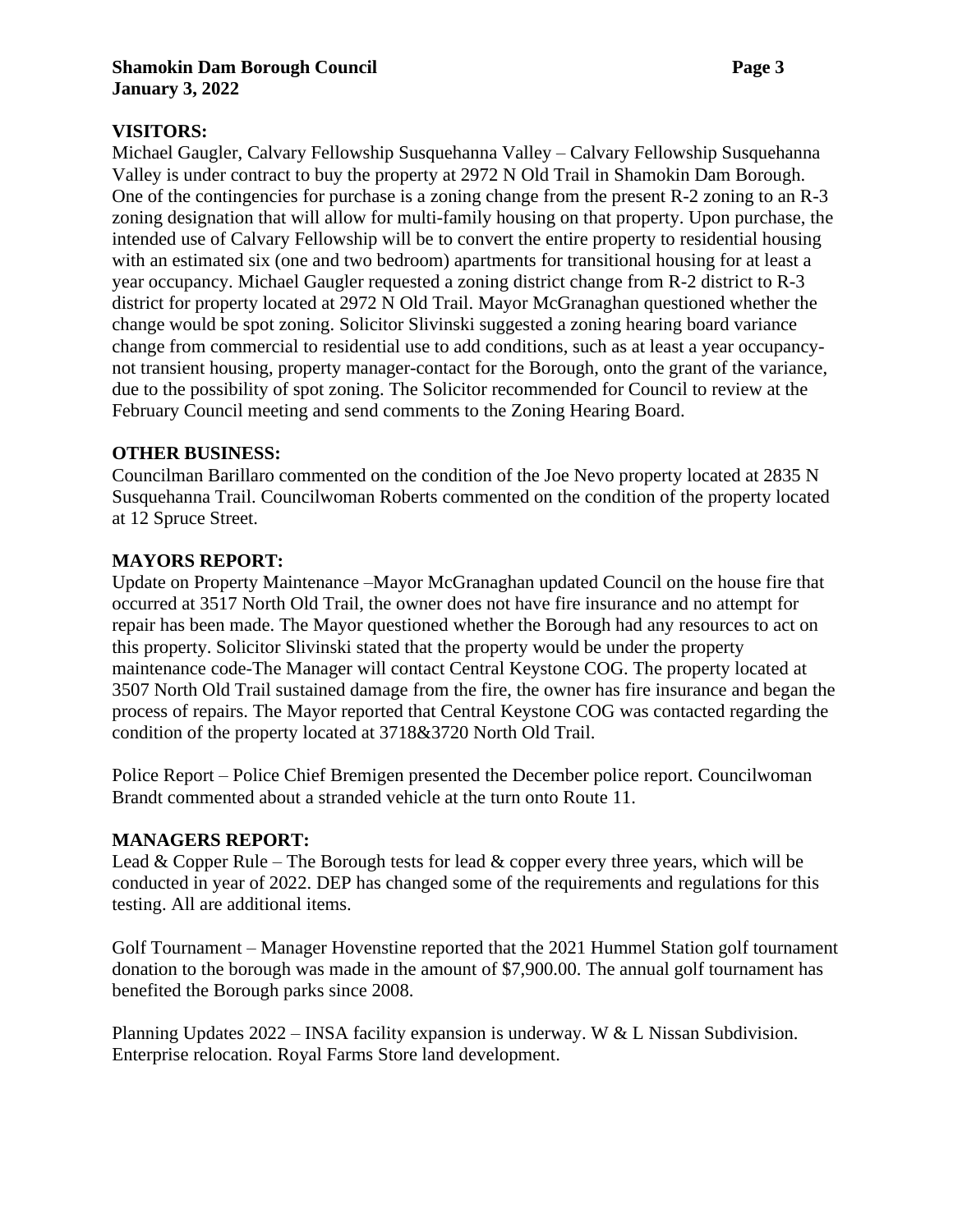**VISITORS:**

Michael Gaugler, Calvary Fellowship Susquehanna Valley – Calvary Fellowship Susquehanna Valley is under contract to buy the property at 2972 N Old Trail in Shamokin Dam Borough. One of the contingencies for purchase is a zoning change from the present R-2 zoning to an R-3 zoning designation that will allow for multi-family housing on that property. Upon purchase, the intended use of Calvary Fellowship will be to convert the entire property to residential housing with an estimated six (one and two bedroom) apartments for transitional housing for at least a year occupancy. Michael Gaugler requested a zoning district change from R-2 district to R-3 district for property located at 2972 N Old Trail. Mayor McGranaghan questioned whether the change would be spot zoning. Solicitor Slivinski suggested a zoning hearing board variance change from commercial to residential use to add conditions, such as at least a year occupancy-not transient housing, property manager-contact for the Borough, onto the grant of the variance, due to the possibility of spot zoning. The Solicitor recommended for Council to review at the February Council meeting and send comments to the Zoning Hearing Board.

**OTHER BUSINESS:**

Councilman Barillaro commented on the condition of the Joe Nevo property located at 2835 N Susquehanna Trail. Councilwoman Roberts commented on the condition of the property located at 12 Spruce Street.

**MAYORS REPORT:**

Update on Property Maintenance –Mayor McGranaghan updated Council on the house fire that occurred at 3517 North Old Trail, the owner does not have fire insurance and no attempt for repair has been made. The Mayor questioned whether the Borough had any resources to act on this property. Solicitor Slivinski stated that the property would be under the property maintenance code-The Manager will contact Central Keystone COG. The property located at 3507 North Old Trail sustained damage from the fire, the owner has fire insurance and began the process of repairs. The Mayor reported that Central Keystone COG was contacted regarding the condition of the property located at 3718&3720 North Old Trail.

Police Report – Police Chief Bremigen presented the December police report. Councilwoman Brandt commented about a stranded vehicle at the turn onto Route 11.

**MANAGERS REPORT:**

Lead & Copper Rule – The Borough tests for lead & copper every three years, which will be conducted in year of 2022. DEP has changed some of the requirements and regulations for this testing. All are additional items.

Golf Tournament – Manager Hovenstine reported that the 2021 Hummel Station golf tournament donation to the borough was made in the amount of $7,900.00. The annual golf tournament has benefited the Borough parks since 2008.

Planning Updates 2022 – INSA facility expansion is underway. W & L Nissan Subdivision. Enterprise relocation. Royal Farms Store land development.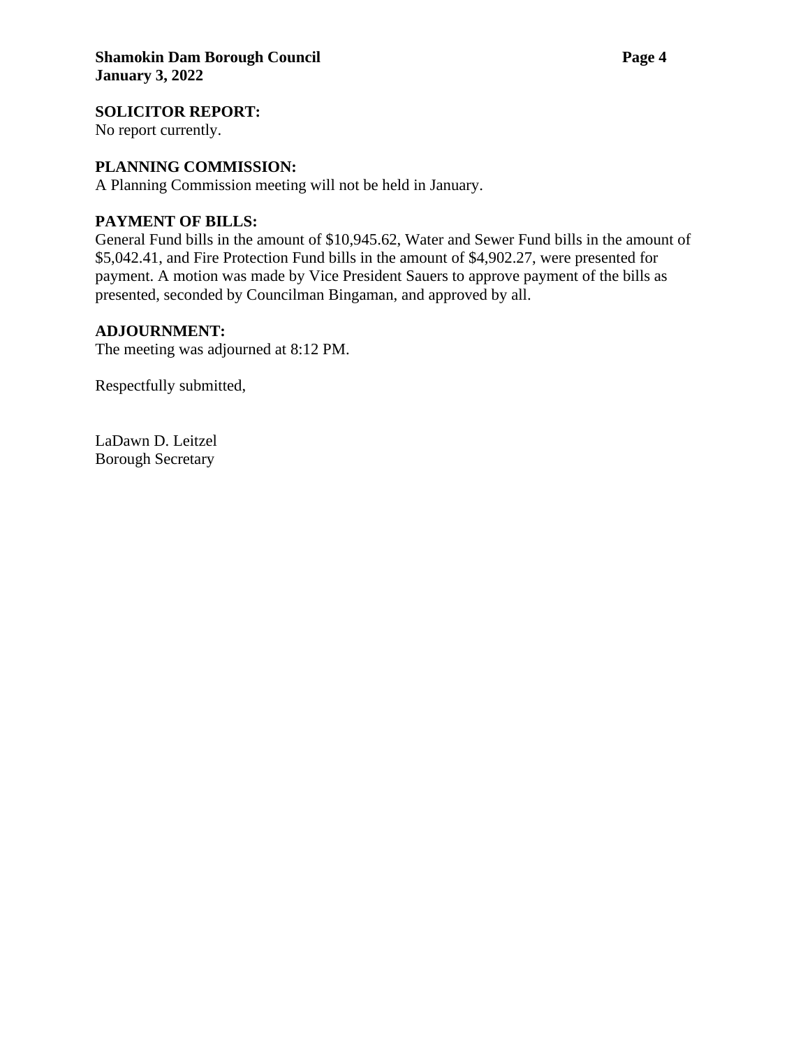**SOLICITOR REPORT:**
No report currently.

**PLANNING COMMISSION:**
A Planning Commission meeting will not be held in January.

**PAYMENT OF BILLS:**
General Fund bills in the amount of $10,945.62, Water and Sewer Fund bills in the amount of $5,042.41, and Fire Protection Fund bills in the amount of $4,902.27, were presented for payment. A motion was made by Vice President Sauers to approve payment of the bills as presented, seconded by Councilman Bingaman, and approved by all.

**ADJOURNMENT:**
The meeting was adjourned at 8:12 PM.

Respectfully submitted,

LaDawn D. Leitzel
Borough Secretary